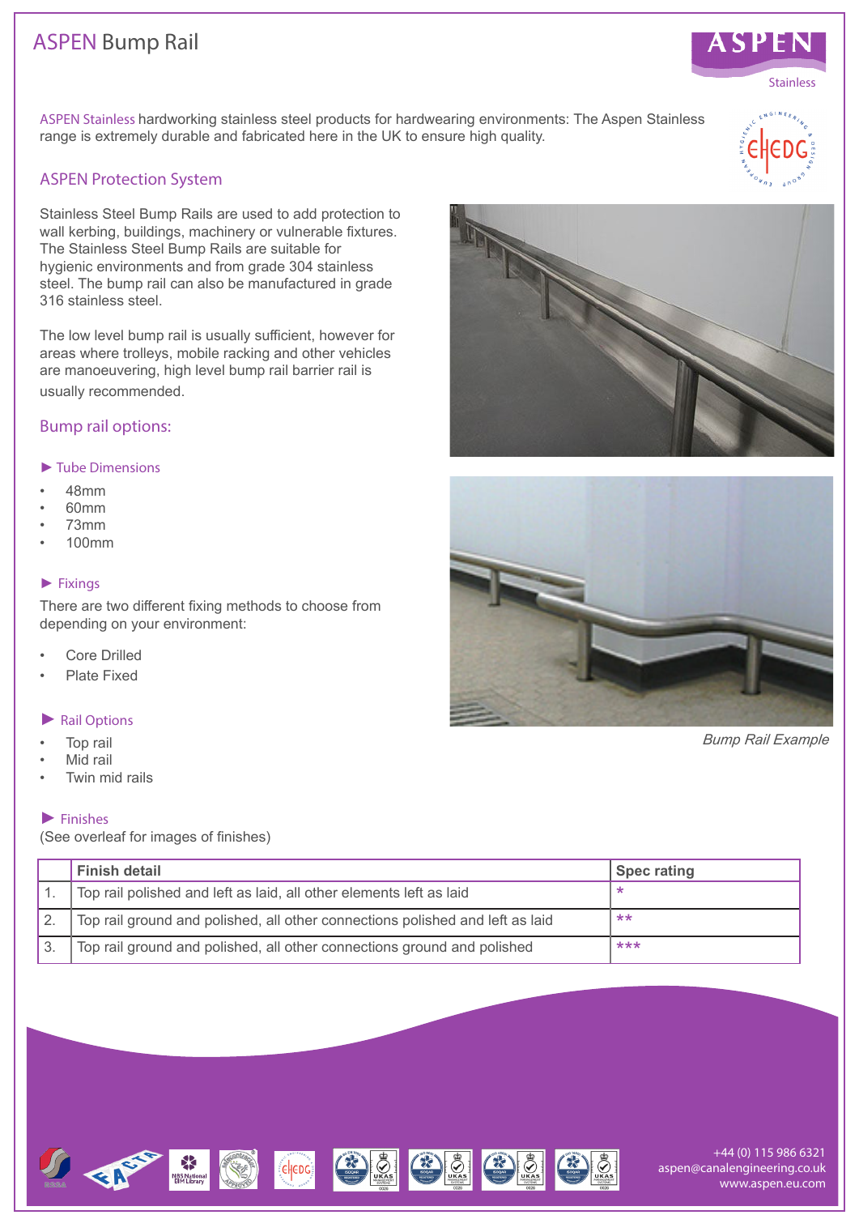# ASPEN Bump Rail

ASPEN Stainless hardworking stainless steel products for hardwearing environments: The Aspen Stainless range is extremely durable and fabricated here in the UK to ensure high quality.

## ASPEN Protection System

Stainless Steel Bump Rails are used to add protection to wall kerbing, buildings, machinery or vulnerable fixtures. The Stainless Steel Bump Rails are suitable for hygienic environments and from grade 304 stainless steel. The bump rail can also be manufactured in grade 316 stainless steel.

The low level bump rail is usually sufficient, however for areas where trolleys, mobile racking and other vehicles are manoeuvering, high level bump rail barrier rail is usually recommended.

## Bump rail options:

### ► Tube Dimensions

- 48mm
- 60mm
- 73mm
- 100mm

### ► Fixings

There are two different fixing methods to choose from depending on your environment:

- Core Drilled
- Plate Fixed

### ► Rail Options

- Top rail
- Mid rail
- Twin mid rails

*Bump Rail Example*

### ► Finishes

(See overleaf for images of finishes)

| | Finish detail | Spec rating |
|---|---|---|
| 1. | Top rail polished and left as laid, all other elements left as laid | * |
| 2. | Top rail ground and polished, all other connections polished and left as laid | ** |
| 3. | Top rail ground and polished, all other connections ground and polished | *** |

+44 (0) 115 986 6321
aspen@canalengineering.co.uk
www.aspen.eu.com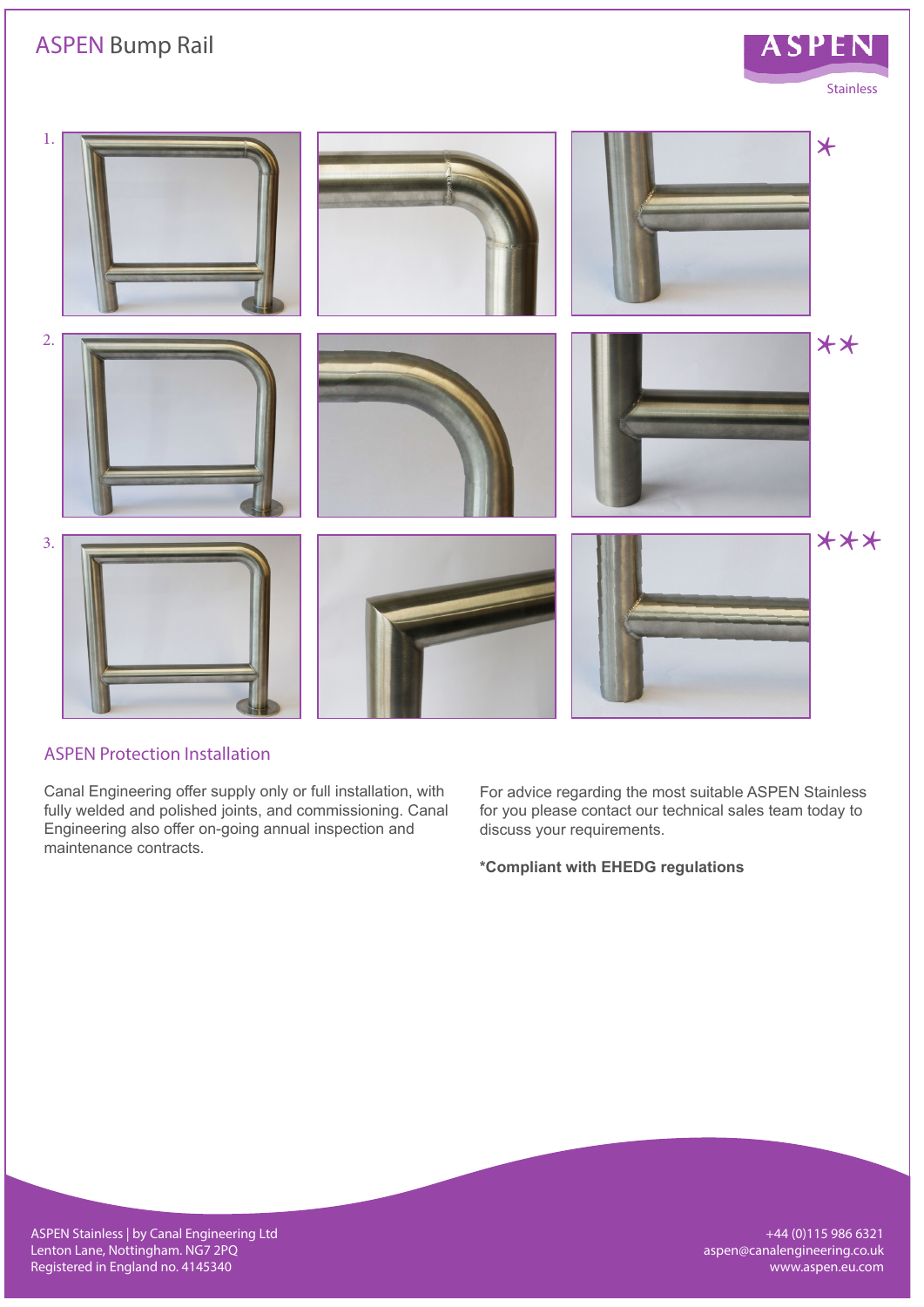# ASPEN Bump Rail

1.

*

2.

**

3.

***

## ASPEN Protection Installation

Canal Engineering offer supply only or full installation, with fully welded and polished joints, and commissioning. Canal Engineering also offer on-going annual inspection and maintenance contracts.

For advice regarding the most suitable ASPEN Stainless for you please contact our technical sales team today to discuss your requirements.

**\*Compliant with EHEDG regulations**

ASPEN Stainless | by Canal Engineering Ltd
Lenton Lane, Nottingham. NG7 2PQ
Registered in England no. 4145340

+44 (0)115 986 6321
aspen@canalengineering.co.uk
www.aspen.eu.com